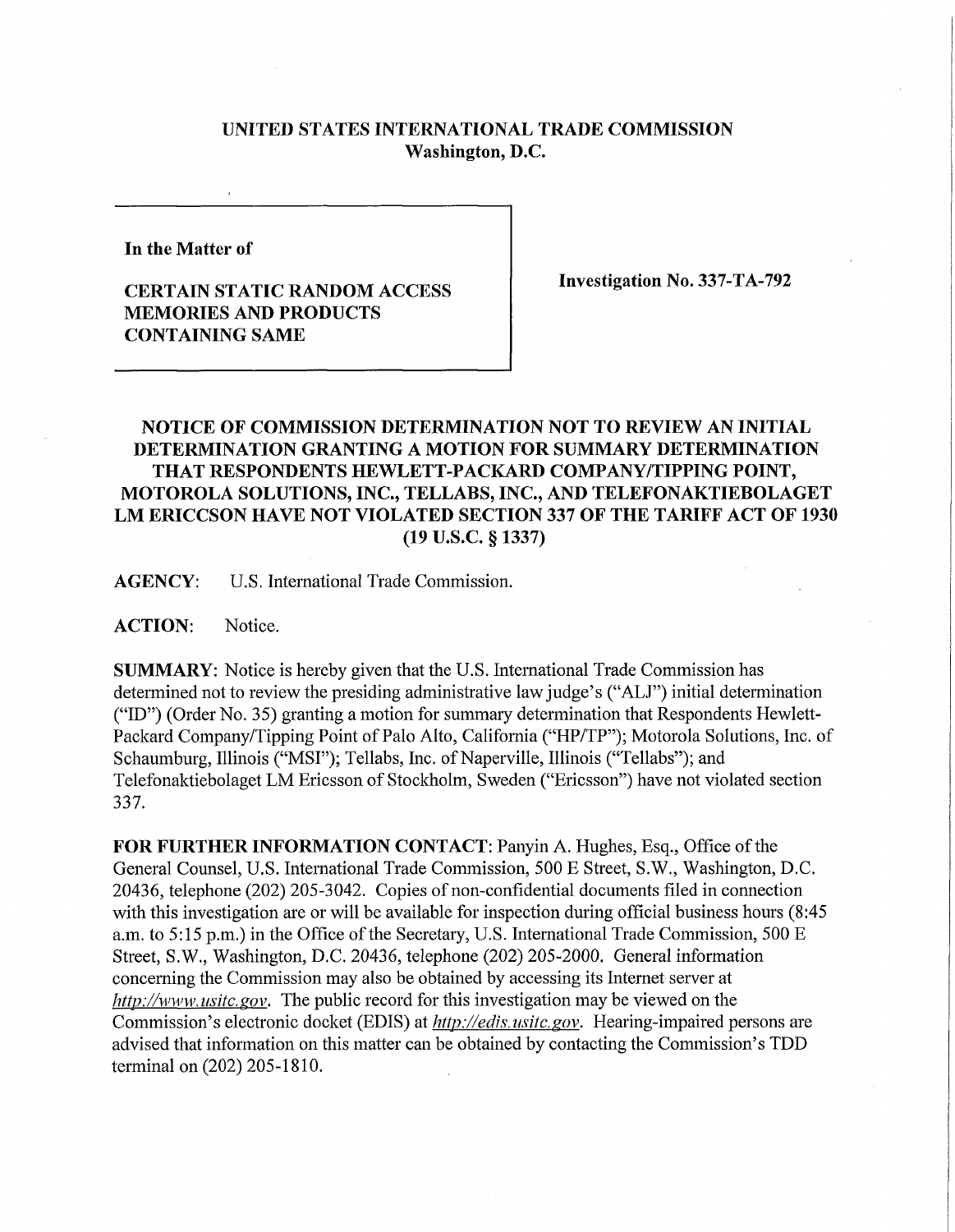**UNITED STATES INTERNATIONAL TRADE COMMISSION**
**Washington, D.C.**

**In the Matter of**

**CERTAIN STATIC RANDOM ACCESS MEMORIES AND PRODUCTS CONTAINING SAME**

**Investigation No. 337-TA-792**

## NOTICE OF COMMISSION DETERMINATION NOT TO REVIEW AN INITIAL DETERMINATION GRANTING A MOTION FOR SUMMARY DETERMINATION THAT RESPONDENTS HEWLETT-PACKARD COMPANY/TIPPING POINT, MOTOROLA SOLUTIONS, INC., TELLABS, INC., AND TELEFONAKTIEBOLAGET LM ERICCSON HAVE NOT VIOLATED SECTION 337 OF THE TARIFF ACT OF 1930 (19 U.S.C. § 1337)

**AGENCY:** U.S. International Trade Commission.

**ACTION:** Notice.

**SUMMARY:** Notice is hereby given that the U.S. International Trade Commission has determined not to review the presiding administrative law judge's ("ALJ") initial determination ("ID") (Order No. 35) granting a motion for summary determination that Respondents Hewlett-Packard Company/Tipping Point of Palo Alto, California ("HP/TP"); Motorola Solutions, Inc. of Schaumburg, Illinois ("MSI"); Tellabs, Inc. of Naperville, Illinois ("Tellabs"); and Telefonaktiebolaget LM Ericsson of Stockholm, Sweden ("Ericsson") have not violated section 337.

**FOR FURTHER INFORMATION CONTACT:** Panyin A. Hughes, Esq., Office of the General Counsel, U.S. International Trade Commission, 500 E Street, S.W., Washington, D.C. 20436, telephone (202) 205-3042. Copies of non-confidential documents filed in connection with this investigation are or will be available for inspection during official business hours (8:45 a.m. to 5:15 p.m.) in the Office of the Secretary, U.S. International Trade Commission, 500 E Street, S.W., Washington, D.C. 20436, telephone (202) 205-2000. General information concerning the Commission may also be obtained by accessing its Internet server at *http://www.usitc.gov*. The public record for this investigation may be viewed on the Commission's electronic docket (EDIS) at *http://edis.usitc.gov*. Hearing-impaired persons are advised that information on this matter can be obtained by contacting the Commission's TDD terminal on (202) 205-1810.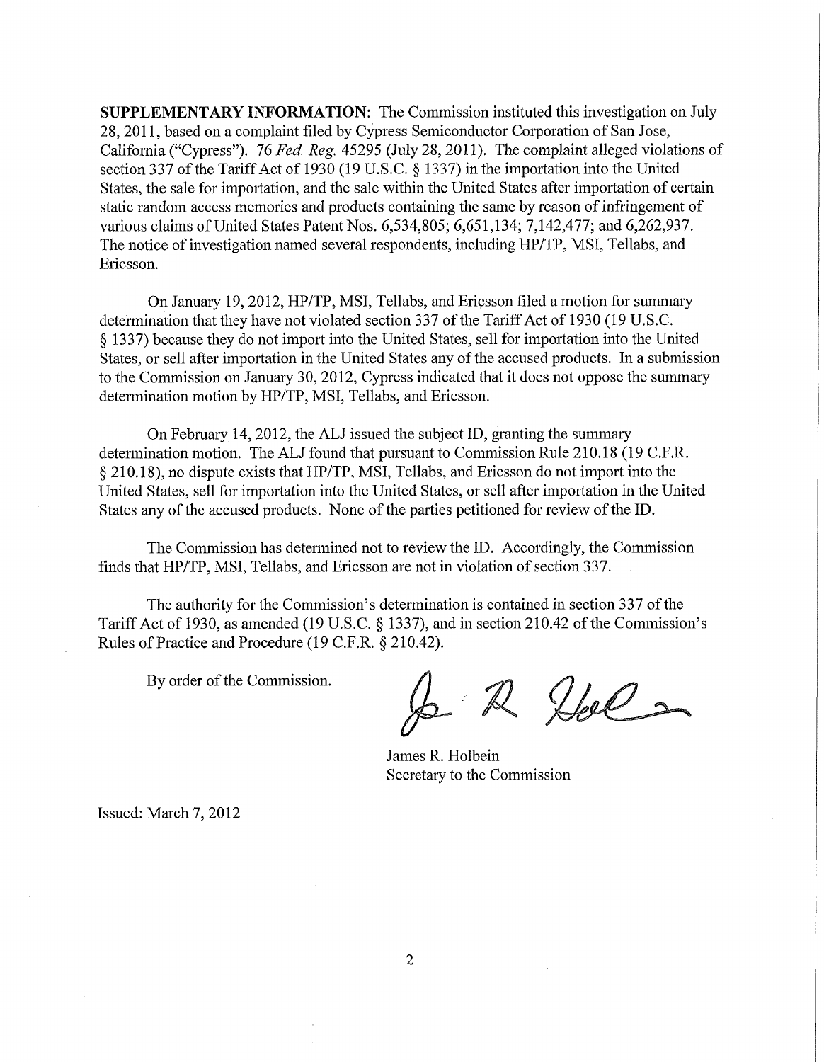**SUPPLEMENTARY INFORMATION**: The Commission instituted this investigation on July 28, 2011, based on a complaint filed by Cypress Semiconductor Corporation of San Jose, California ("Cypress"). 76 *Fed. Reg.* 45295 (July 28, 2011). The complaint alleged violations of section 337 of the Tariff Act of 1930 (19 U.S.C. § 1337) in the importation into the United States, the sale for importation, and the sale within the United States after importation of certain static random access memories and products containing the same by reason of infringement of various claims of United States Patent Nos. 6,534,805; 6,651,134; 7,142,477; and 6,262,937. The notice of investigation named several respondents, including HP/TP, MSI, Tellabs, and Ericsson.

On January 19, 2012, HP/TP, MSI, Tellabs, and Ericsson filed a motion for summary determination that they have not violated section 337 of the Tariff Act of 1930 (19 U.S.C. § 1337) because they do not import into the United States, sell for importation into the United States, or sell after importation in the United States any of the accused products. In a submission to the Commission on January 30, 2012, Cypress indicated that it does not oppose the summary determination motion by HP/TP, MSI, Tellabs, and Ericsson.

On February 14, 2012, the ALJ issued the subject ID, granting the summary determination motion. The ALJ found that pursuant to Commission Rule 210.18 (19 C.F.R. § 210.18), no dispute exists that HP/TP, MSI, Tellabs, and Ericsson do not import into the United States, sell for importation into the United States, or sell after importation in the United States any of the accused products. None of the parties petitioned for review of the ID.

The Commission has determined not to review the ID. Accordingly, the Commission finds that HP/TP, MSI, Tellabs, and Ericsson are not in violation of section 337.

The authority for the Commission's determination is contained in section 337 of the Tariff Act of 1930, as amended (19 U.S.C. § 1337), and in section 210.42 of the Commission's Rules of Practice and Procedure (19 C.F.R. § 210.42).

By order of the Commission.

James R. Holbein
Secretary to the Commission

Issued: March 7, 2012